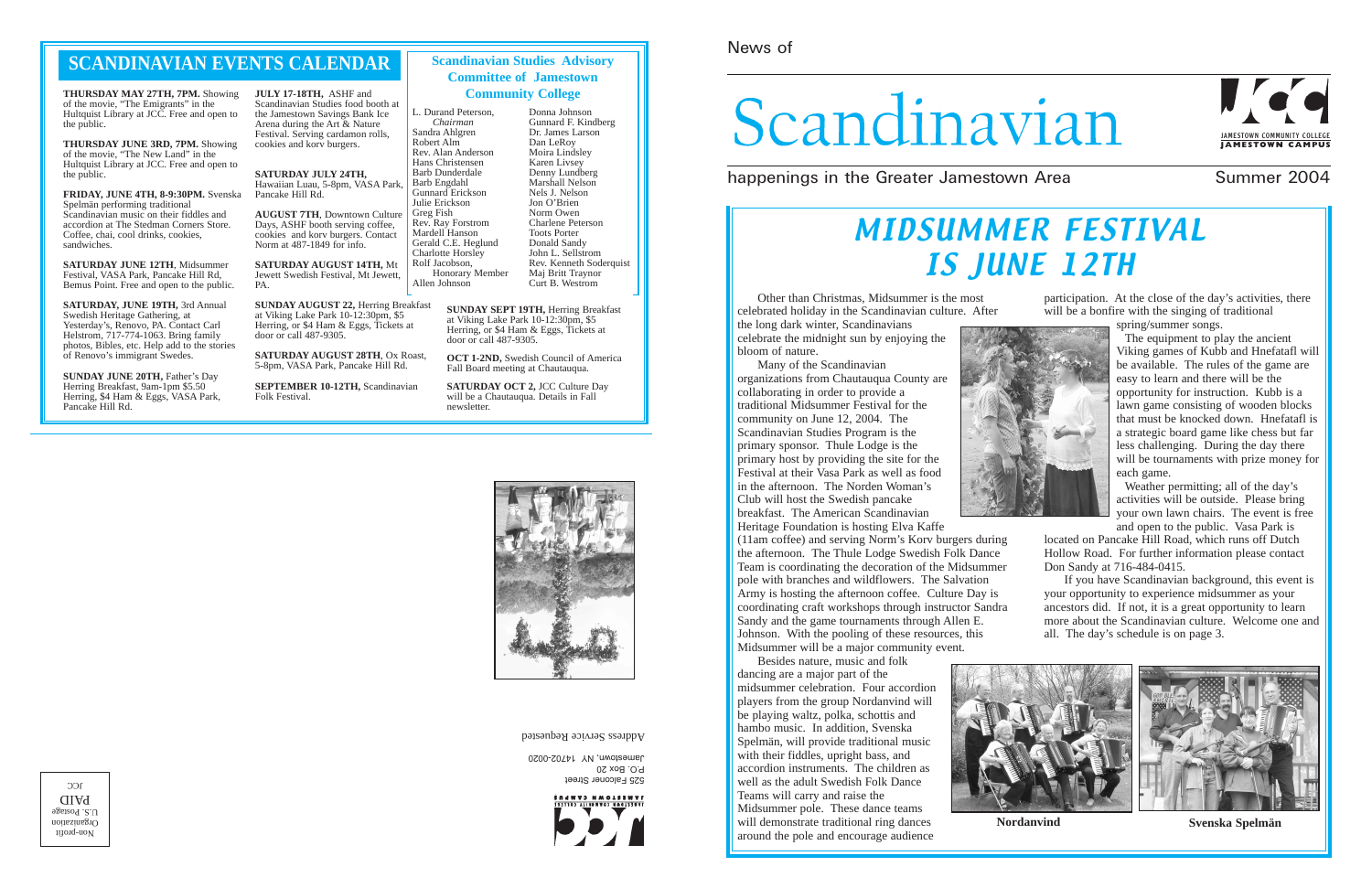## SCANDINAVIAN EVENTS CALENDAR

**THURSDAY MAY 27TH, 7PM.** Showing of the movie, "The Emigrants" in the Hultquist Library at JCC. Free and open to the public.

**THURSDAY JUNE 3RD, 7PM.** Showing of the movie, "The New Land" in the Hultquist Library at JCC. Free and open to the public.

**FRIDAY, JUNE 4TH, 8-9:30PM.** Svenska Spelmän performing traditional Scandinavian music on their fiddles and accordion at The Stedman Corners Store. Coffee, chai, cool drinks, cookies, sandwiches.

**SATURDAY JUNE 12TH**, Midsummer Festival, VASA Park, Pancake Hill Rd, Bemus Point. Free and open to the public.

**SATURDAY, JUNE 19TH,** 3rd Annual Swedish Heritage Gathering, at Yesterday's, Renovo, PA. Contact Carl Helstrom, 717-774-1063. Bring family photos, Bibles, etc. Help add to the stories of Renovo's immigrant Swedes.

**SUNDAY JUNE 20TH,** Father's Day Herring Breakfast, 9am-1pm $5.50 Herring, $4 Ham & Eggs, VASA Park, Pancake Hill Rd.

**JULY 17-18TH,** ASHF and Scandinavian Studies food booth at the Jamestown Savings Bank Ice Arena during the Art & Nature Festival. Serving cardamon rolls, cookies and korv burgers.

**SATURDAY JULY 24TH,** Hawaiian Luau, 5-8pm, VASA Park, Pancake Hill Rd.

**AUGUST 7TH**, Downtown Culture Days, ASHF booth serving coffee, cookies and korv burgers. Contact Norm at 487-1849 for info.

**SATURDAY AUGUST 14TH,** Mt Jewett Swedish Festival, Mt Jewett, PA.

**SUNDAY AUGUST 22,** Herring Breakfast at Viking Lake Park 10-12:30pm, $5 Herring, or $4 Ham & Eggs, Tickets at door or call 487-9305.

**SATURDAY AUGUST 28TH**, Ox Roast, 5-8pm, VASA Park, Pancake Hill Rd.

**SEPTEMBER 10-12TH,** Scandinavian Folk Festival.

**SUNDAY SEPT 19TH,** Herring Breakfast at Viking Lake Park 10-12:30pm, $5 Herring, or $4 Ham & Eggs, Tickets at door or call 487-9305.

**OCT 1-2ND,** Swedish Council of America Fall Board meeting at Chautauqua.

**SATURDAY OCT 2,** JCC Culture Day will be a Chautauqua. Details in Fall newsletter.

### Scandinavian Studies Advisory Committee of Jamestown Community College

L. Durand Peterson, *Chairman*
Sandra Ahlgren
Robert Alm
Rev. Alan Anderson
Hans Christensen
Barb Dunderdale
Barb Engdahl
Gunnard Erickson
Julie Erickson
Greg Fish
Rev. Ray Forstrom
Mardell Hanson
Gerald C.E. Heglund
Charlotte Horsley
Rolf Jacobson, Honorary Member
Allen Johnson
Donna Johnson
Gunnard F. Kindberg
Dr. James Larson
Dan LeRoy
Moira Lindsley
Karen Livsey
Denny Lundberg
Marshall Nelson
Nels J. Nelson
Jon O'Brien
Norm Owen
Charlene Peterson
Toots Porter
Donald Sandy
John L. Sellstrom
Rev. Kenneth Soderquist
Maj Britt Traynor
Curt B. Westrom

JAMESTOWN COMMUNITY COLLEGE
JAMESTOWN CAMPUS
525 Falconer Street
P.O. Box 20
Jamestown, NY 14702-0020

Address Service Requested

Non-profit
Organization
U.S. Postage
PAID
JCC

News of

# Scandinavian

happenings in the Greater Jamestown Area

Summer 2004

JAMESTOWN COMMUNITY COLLEGE
JAMESTOWN CAMPUS

## MIDSUMMER FESTIVAL IS JUNE 12TH

Other than Christmas, Midsummer is the most celebrated holiday in the Scandinavian culture. After the long dark winter, Scandinavians celebrate the midnight sun by enjoying the bloom of nature.

Many of the Scandinavian organizations from Chautauqua County are collaborating in order to provide a traditional Midsummer Festival for the community on June 12, 2004. The Scandinavian Studies Program is the primary sponsor. Thule Lodge is the primary host by providing the site for the Festival at their Vasa Park as well as food in the afternoon. The Norden Woman's Club will host the Swedish pancake breakfast. The American Scandinavian Heritage Foundation is hosting Elva Kaffe (11am coffee) and serving Norm's Korv burgers during the afternoon. The Thule Lodge Swedish Folk Dance Team is coordinating the decoration of the Midsummer pole with branches and wildflowers. The Salvation Army is hosting the afternoon coffee. Culture Day is coordinating craft workshops through instructor Sandra Sandy and the game tournaments through Allen E. Johnson. With the pooling of these resources, this Midsummer will be a major community event.

Besides nature, music and folk dancing are a major part of the midsummer celebration. Four accordion players from the group Nordanvind will be playing waltz, polka, schottis and hambo music. In addition, Svenska Spelmän, will provide traditional music with their fiddles, upright bass, and accordion instruments. The children as well as the adult Swedish Folk Dance Teams will carry and raise the Midsummer pole. These dance teams will demonstrate traditional ring dances around the pole and encourage audience participation. At the close of the day's activities, there will be a bonfire with the singing of traditional spring/summer songs.

The equipment to play the ancient Viking games of Kubb and Hnefatafl will be available. The rules of the game are easy to learn and there will be the opportunity for instruction. Kubb is a lawn game consisting of wooden blocks that must be knocked down. Hnefatafl is a strategic board game like chess but far less challenging. During the day there will be tournaments with prize money for each game.

Weather permitting; all of the day's activities will be outside. Please bring your own lawn chairs. The event is free and open to the public. Vasa Park is located on Pancake Hill Road, which runs off Dutch Hollow Road. For further information please contact Don Sandy at 716-484-0415.

If you have Scandinavian background, this event is your opportunity to experience midsummer as your ancestors did. If not, it is a great opportunity to learn more about the Scandinavian culture. Welcome one and all. The day's schedule is on page 3.

**Nordanvind**

**Svenska Spelmän**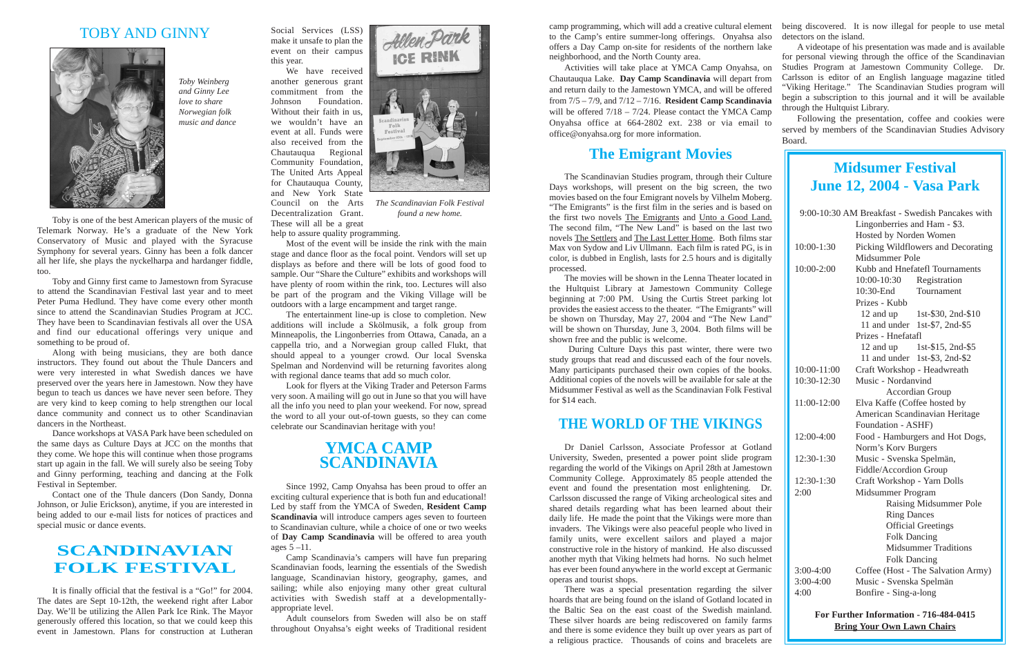## TOBY AND GINNY

*Toby Weinberg and Ginny Lee love to share Norwegian folk music and dance*

Toby is one of the best American players of the music of Telemark Norway. He's a graduate of the New York Conservatory of Music and played with the Syracuse Symphony for several years. Ginny has been a folk dancer all her life, she plays the nyckelharpa and hardanger fiddle, too.

Toby and Ginny first came to Jamestown from Syracuse to attend the Scandinavian Festival last year and to meet Peter Puma Hedlund. They have come every other month since to attend the Scandinavian Studies Program at JCC. They have been to Scandinavian festivals all over the USA and find our educational offerings very unique and something to be proud of.

Along with being musicians, they are both dance instructors. They found out about the Thule Dancers and were very interested in what Swedish dances we have preserved over the years here in Jamestown. Now they have begun to teach us dances we have never seen before. They are very kind to keep coming to help strengthen our local dance community and connect us to other Scandinavian dancers in the Northeast.

Dance workshops at VASA Park have been scheduled on the same days as Culture Days at JCC on the months that they come. We hope this will continue when those programs start up again in the fall. We will surely also be seeing Toby and Ginny performing, teaching and dancing at the Folk Festival in September.

Contact one of the Thule dancers (Don Sandy, Donna Johnson, or Julie Erickson), anytime, if you are interested in being added to our e-mail lists for notices of practices and special music or dance events.

## SCANDINAVIAN FOLK FESTIVAL

It is finally official that the festival is a "Go!" for 2004. The dates are Sept 10-12th, the weekend right after Labor Day. We'll be utilizing the Allen Park Ice Rink. The Mayor generously offered this location, so that we could keep this event in Jamestown. Plans for construction at Lutheran Social Services (LSS) make it unsafe to plan the event on their campus this year.

*The Scandinavian Folk Festival found a new home.*

We have received another generous grant commitment from the Johnson Foundation. Without their faith in us, we wouldn't have an event at all. Funds were also received from the Chautauqua Regional Community Foundation, The United Arts Appeal for Chautauqua County, and New York State Council on the Arts Decentralization Grant. These will all be a great help to assure quality programming.

Most of the event will be inside the rink with the main stage and dance floor as the focal point. Vendors will set up displays as before and there will be lots of good food to sample. Our "Share the Culture" exhibits and workshops will have plenty of room within the rink, too. Lectures will also be part of the program and the Viking Village will be outdoors with a large encampment and target range.

The entertainment line-up is close to completion. New additions will include a Skölmusik, a folk group from Minneapolis, the Lingonberries from Ottawa, Canada, an a cappella trio, and a Norwegian group called Flukt, that should appeal to a younger crowd. Our local Svenska Spelman and Nordenvind will be returning favorites along with regional dance teams that add so much color.

Look for flyers at the Viking Trader and Peterson Farms very soon. A mailing will go out in June so that you will have all the info you need to plan your weekend. For now, spread the word to all your out-of-town guests, so they can come celebrate our Scandinavian heritage with you!

## YMCA CAMP SCANDINAVIA

Since 1992, Camp Onyahsa has been proud to offer an exciting cultural experience that is both fun and educational! Led by staff from the YMCA of Sweden, **Resident Camp Scandinavia** will introduce campers ages seven to fourteen to Scandinavian culture, while a choice of one or two weeks of **Day Camp Scandinavia** will be offered to area youth ages 5 –11.

Camp Scandinavia's campers will have fun preparing Scandinavian foods, learning the essentials of the Swedish language, Scandinavian history, geography, games, and sailing; while also enjoying many other great cultural activities with Swedish staff at a developmentally-appropriate level.

Adult counselors from Sweden will also be on staff throughout Onyahsa's eight weeks of Traditional resident camp programming, which will add a creative cultural element to the Camp's entire summer-long offerings. Onyahsa also offers a Day Camp on-site for residents of the northern lake neighborhood, and the North County area.

Activities will take place at YMCA Camp Onyahsa, on Chautauqua Lake. **Day Camp Scandinavia** will depart from and return daily to the Jamestown YMCA, and will be offered from 7/5 – 7/9, and 7/12 – 7/16. **Resident Camp Scandinavia** will be offered 7/18 – 7/24. Please contact the YMCA Camp Onyahsa office at 664-2802 ext. 238 or via email to office@onyahsa.org for more information.

## The Emigrant Movies

The Scandinavian Studies program, through their Culture Days workshops, will present on the big screen, the two movies based on the four Emigrant novels by Vilhelm Moberg. "The Emigrants" is the first film in the series and is based on the first two novels The Emigrants and Unto a Good Land. The second film, "The New Land" is based on the last two novels The Settlers and The Last Letter Home. Both films star Max von Sydow and Liv Ullmann. Each film is rated PG, is in color, is dubbed in English, lasts for 2.5 hours and is digitally processed.

The movies will be shown in the Lenna Theater located in the Hultquist Library at Jamestown Community College beginning at 7:00 PM. Using the Curtis Street parking lot provides the easiest access to the theater. "The Emigrants" will be shown on Thursday, May 27, 2004 and "The New Land" will be shown on Thursday, June 3, 2004. Both films will be shown free and the public is welcome.

During Culture Days this past winter, there were two study groups that read and discussed each of the four novels. Many participants purchased their own copies of the books. Additional copies of the novels will be available for sale at the Midsummer Festival as well as the Scandinavian Folk Festival for $14 each.

## THE WORLD OF THE VIKINGS

Dr Daniel Carlsson, Associate Professor at Gotland University, Sweden, presented a power point slide program regarding the world of the Vikings on April 28th at Jamestown Community College. Approximately 85 people attended the event and found the presentation most enlightening. Dr. Carlsson discussed the range of Viking archeological sites and shared details regarding what has been learned about their daily life. He made the point that the Vikings were more than invaders. The Vikings were also peaceful people who lived in family units, were excellent sailors and played a major constructive role in the history of mankind. He also discussed another myth that Viking helmets had horns. No such helmet has ever been found anywhere in the world except at Germanic operas and tourist shops.

There was a special presentation regarding the silver hoards that are being found on the island of Gotland located in the Baltic Sea on the east coast of the Swedish mainland. These silver hoards are being rediscovered on family farms and there is some evidence they built up over years as part of a religious practice. Thousands of coins and bracelets are being discovered. It is now illegal for people to use metal detectors on the island.

A videotape of his presentation was made and is available for personal viewing through the office of the Scandinavian Studies Program at Jamestown Community College. Dr. Carlsson is editor of an English language magazine titled "Viking Heritage." The Scandinavian Studies program will begin a subscription to this journal and it will be available through the Hultquist Library.

Following the presentation, coffee and cookies were served by members of the Scandinavian Studies Advisory Board.

## Midsumer Festival June 12, 2004 - Vasa Park

| | |
|---|---|
| 9:00-10:30 AM | Breakfast - Swedish Pancakes with Lingonberries and Ham - $3. Hosted by Norden Women |
| 10:00-1:30 | Picking Wildflowers and Decorating Midsummer Pole |
| 10:00-2:00 | Kubb and Hnefatefl Tournaments<br>10:00-10:30 Registration<br>10:30-End Tournament<br>Prizes - Kubb<br>12 and up 1st-$30, 2nd-$10<br>11 and under 1st-$7, 2nd-$5<br>Prizes - Hnefatafl<br>12 and up 1st-$15, 2nd-$5<br>11 and under 1st-$3, 2nd-$2 |
| 10:00-11:00 | Craft Workshop - Headwreath |
| 10:30-12:30 | Music - Nordanvind Accordian Group |
| 11:00-12:00 | Elva Kaffe (Coffee hosted by American Scandinavian Heritage Foundation - ASHF) |
| 12:00-4:00 | Food - Hamburgers and Hot Dogs, Norm's Korv Burgers |
| 12:30-1:30 | Music - Svenska Spelmän, Fiddle/Accordion Group |
| 12:30-1:30 | Craft Workshop - Yarn Dolls |
| 2:00 | Midsummer Program<br>Raising Midsummer Pole<br>Ring Dances<br>Official Greetings<br>Folk Dancing<br>Midsummer Traditions<br>Folk Dancing |
| 3:00-4:00 | Coffee (Host - The Salvation Army) |
| 3:00-4:00 | Music - Svenska Spelmän |
| 4:00 | Bonfire - Sing-a-long |

**For Further Information - 716-484-0415**

**Bring Your Own Lawn Chairs**